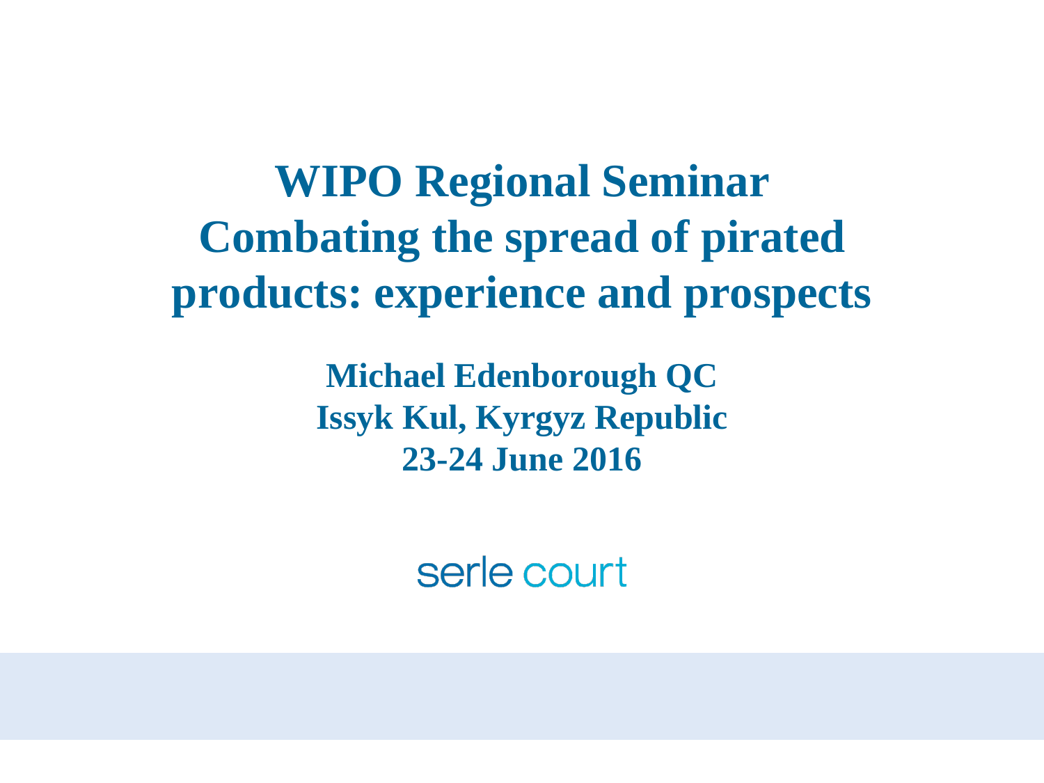# WIPO Regional Seminar Combating the spread of pirated products: experience and prospects

**Michael Edenborough QC**
**Issyk Kul, Kyrgyz Republic**
**23-24 June 2016**

serle court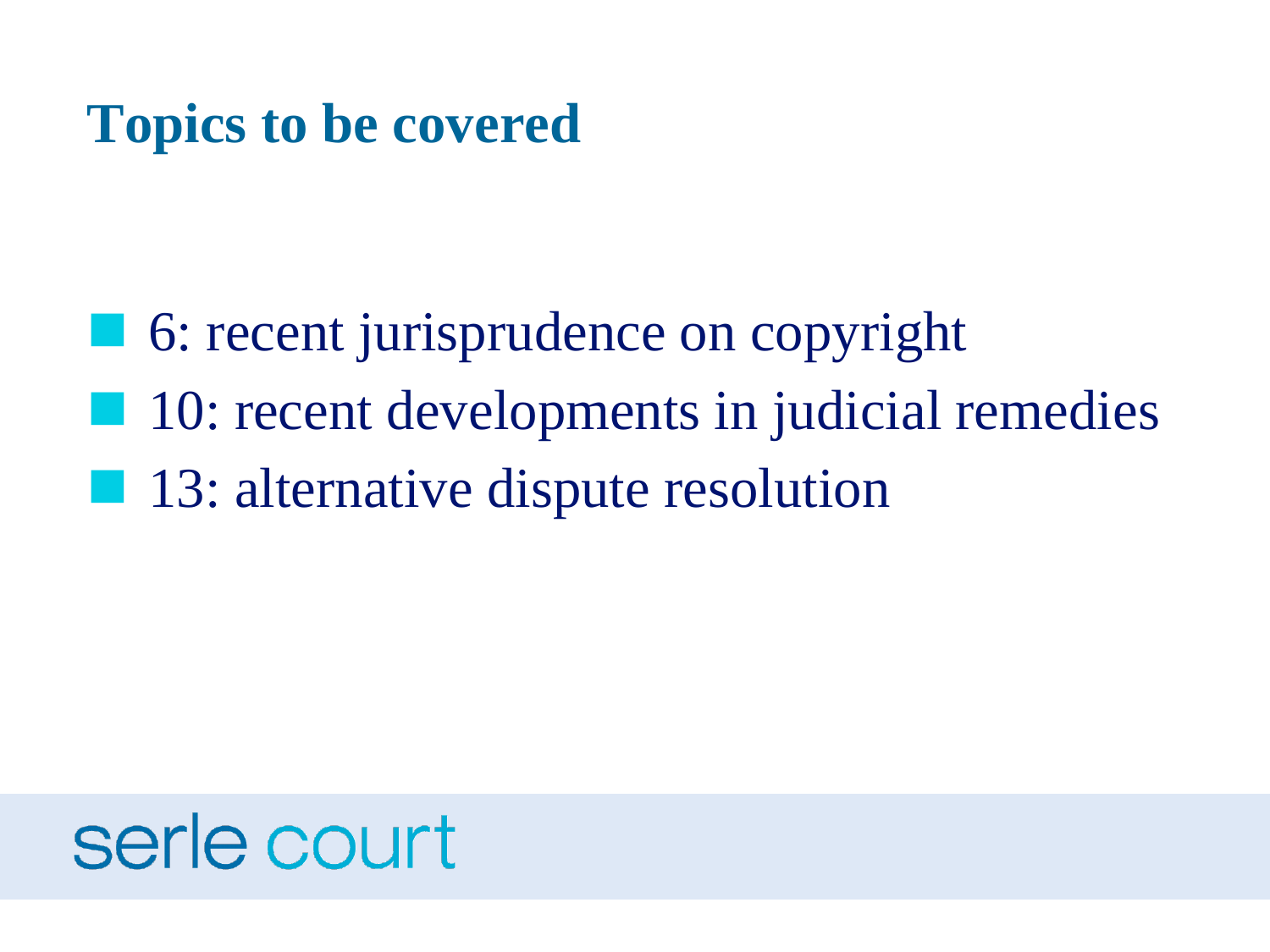# Topics to be covered

- 6: recent jurisprudence on copyright
- 10: recent developments in judicial remedies
- 13: alternative dispute resolution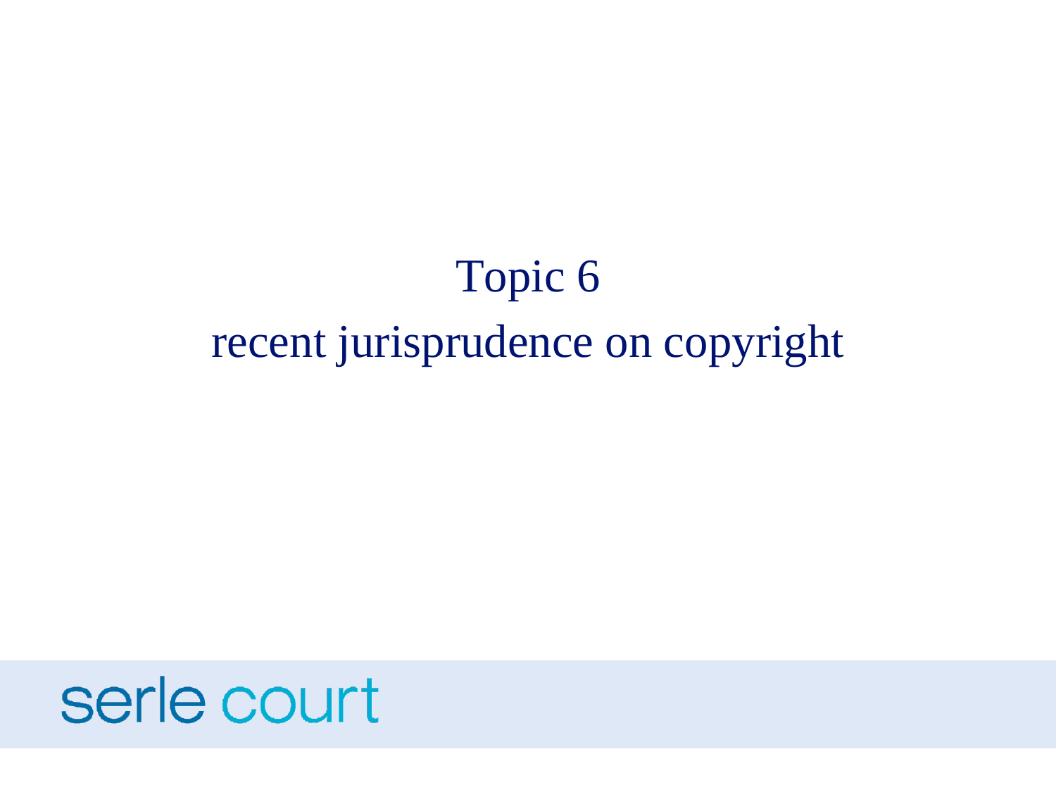# Topic 6

# recent jurisprudence on copyright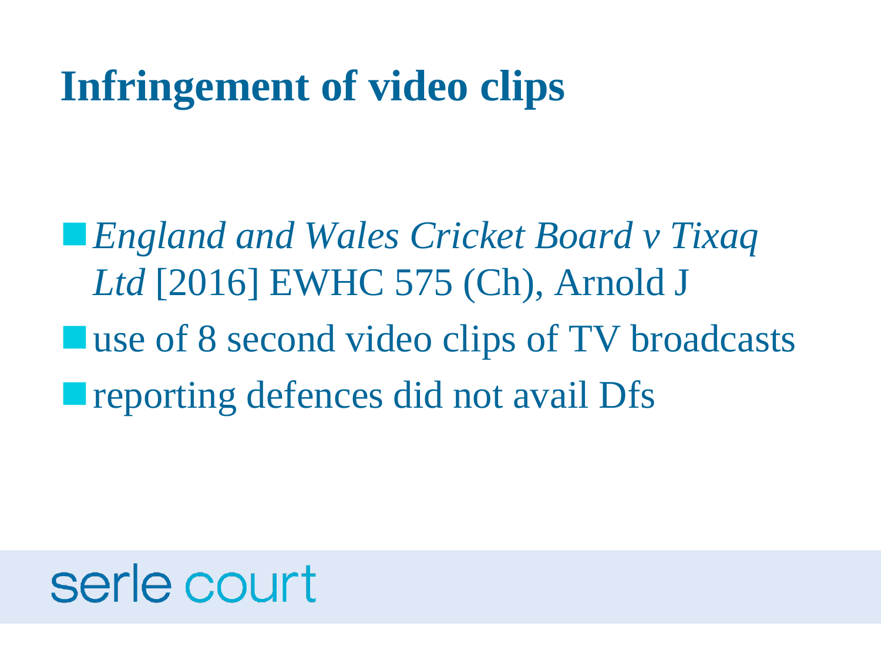# Infringement of video clips

- *England and Wales Cricket Board v Tixaq Ltd* [2016] EWHC 575 (Ch), Arnold J
- use of 8 second video clips of TV broadcasts
- reporting defences did not avail Dfs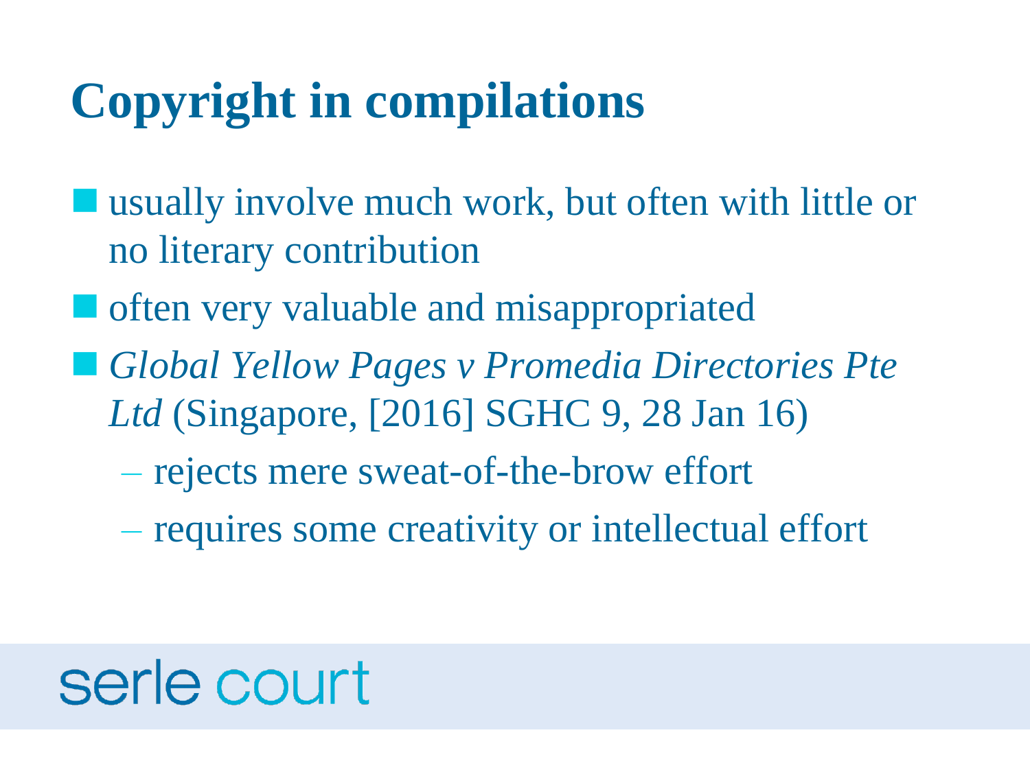# Copyright in compilations

- usually involve much work, but often with little or no literary contribution
- often very valuable and misappropriated
- *Global Yellow Pages v Promedia Directories Pte Ltd* (Singapore, [2016] SGHC 9, 28 Jan 16)
  - rejects mere sweat-of-the-brow effort
  - requires some creativity or intellectual effort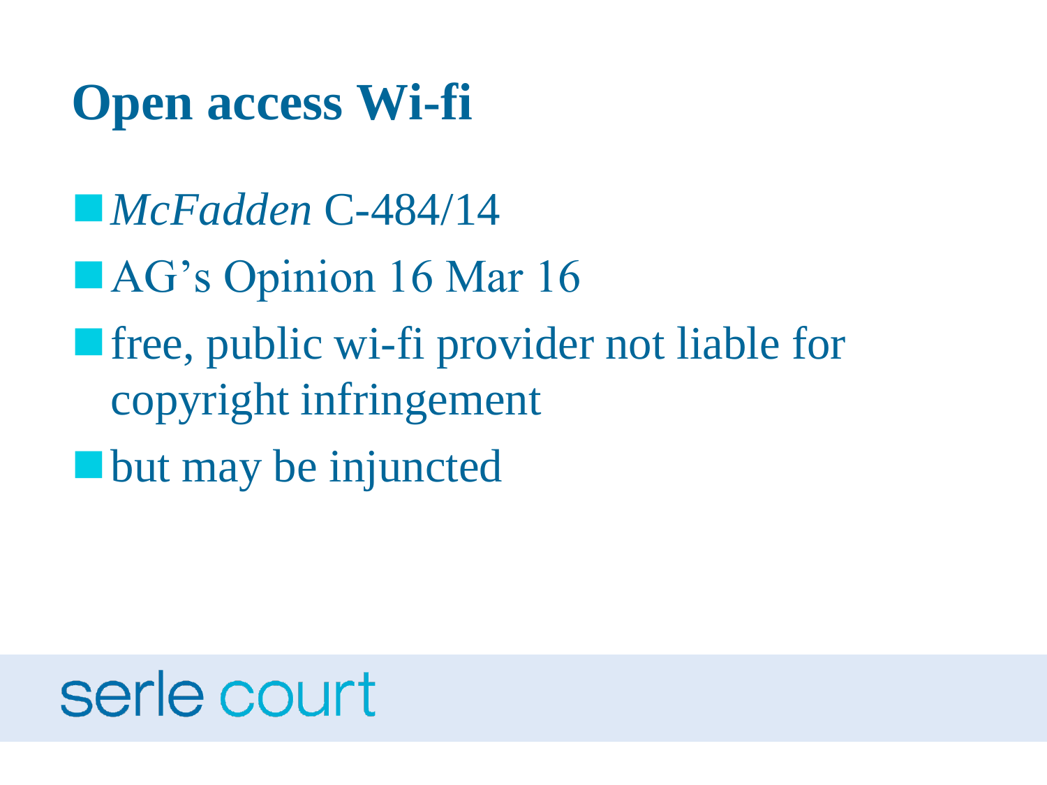# Open access Wi-fi

- *McFadden* C-484/14
- AG's Opinion 16 Mar 16
- free, public wi-fi provider not liable for copyright infringement
- but may be injuncted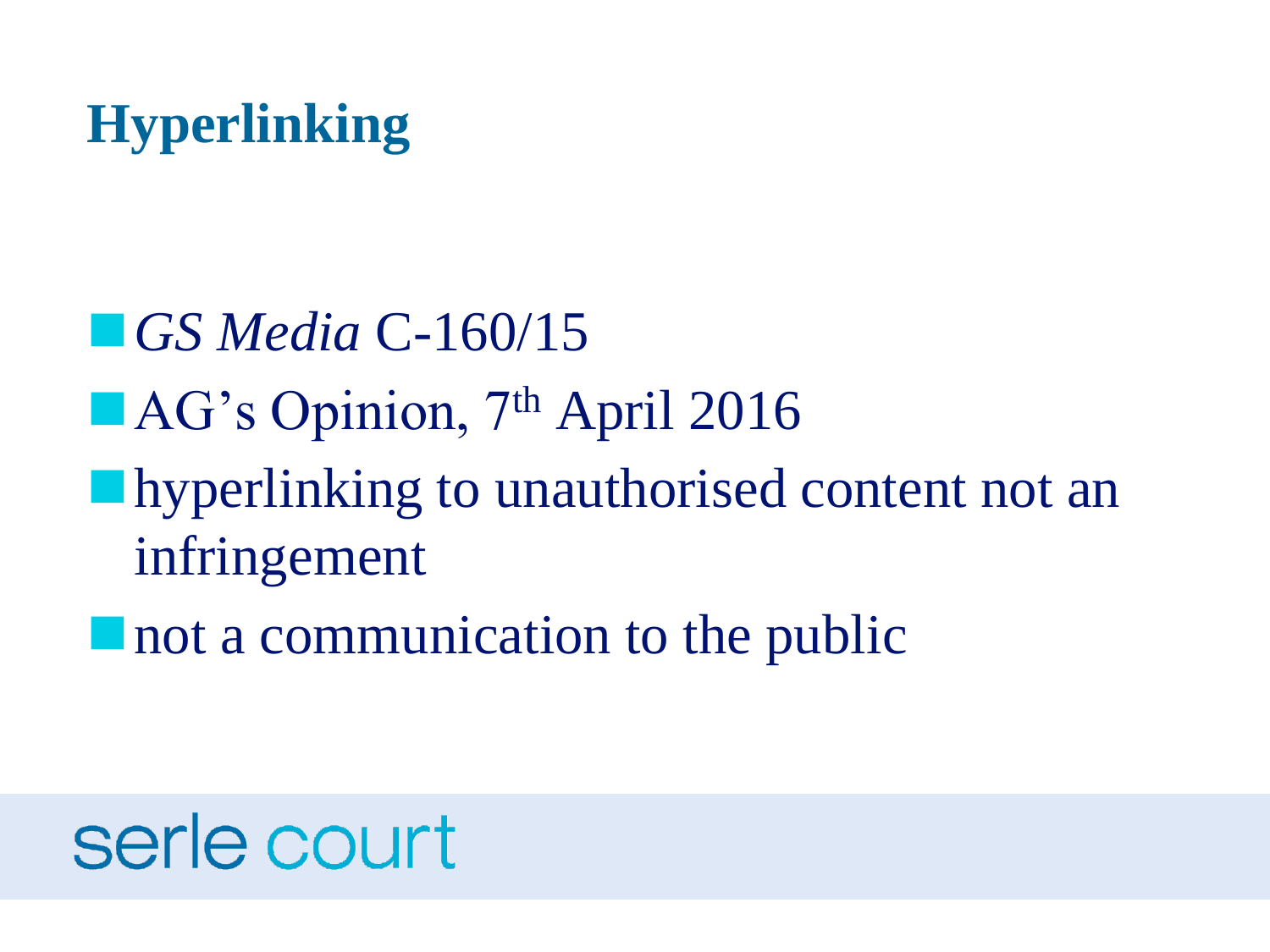# Hyperlinking

- *GS Media* C-160/15
- AG's Opinion, 7th April 2016
- hyperlinking to unauthorised content not an infringement
- not a communication to the public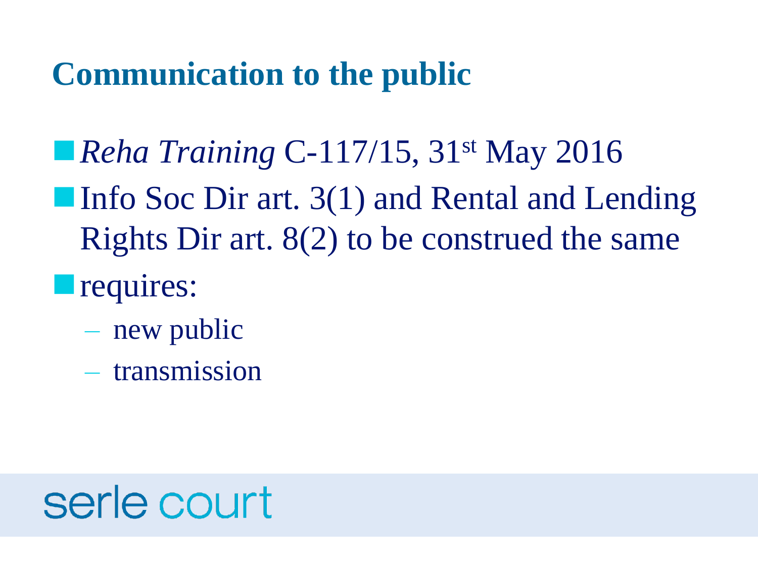# Communication to the public

- *Reha Training* C-117/15, 31st May 2016
- Info Soc Dir art. 3(1) and Rental and Lending Rights Dir art. 8(2) to be construed the same
- requires:
  - new public
  - transmission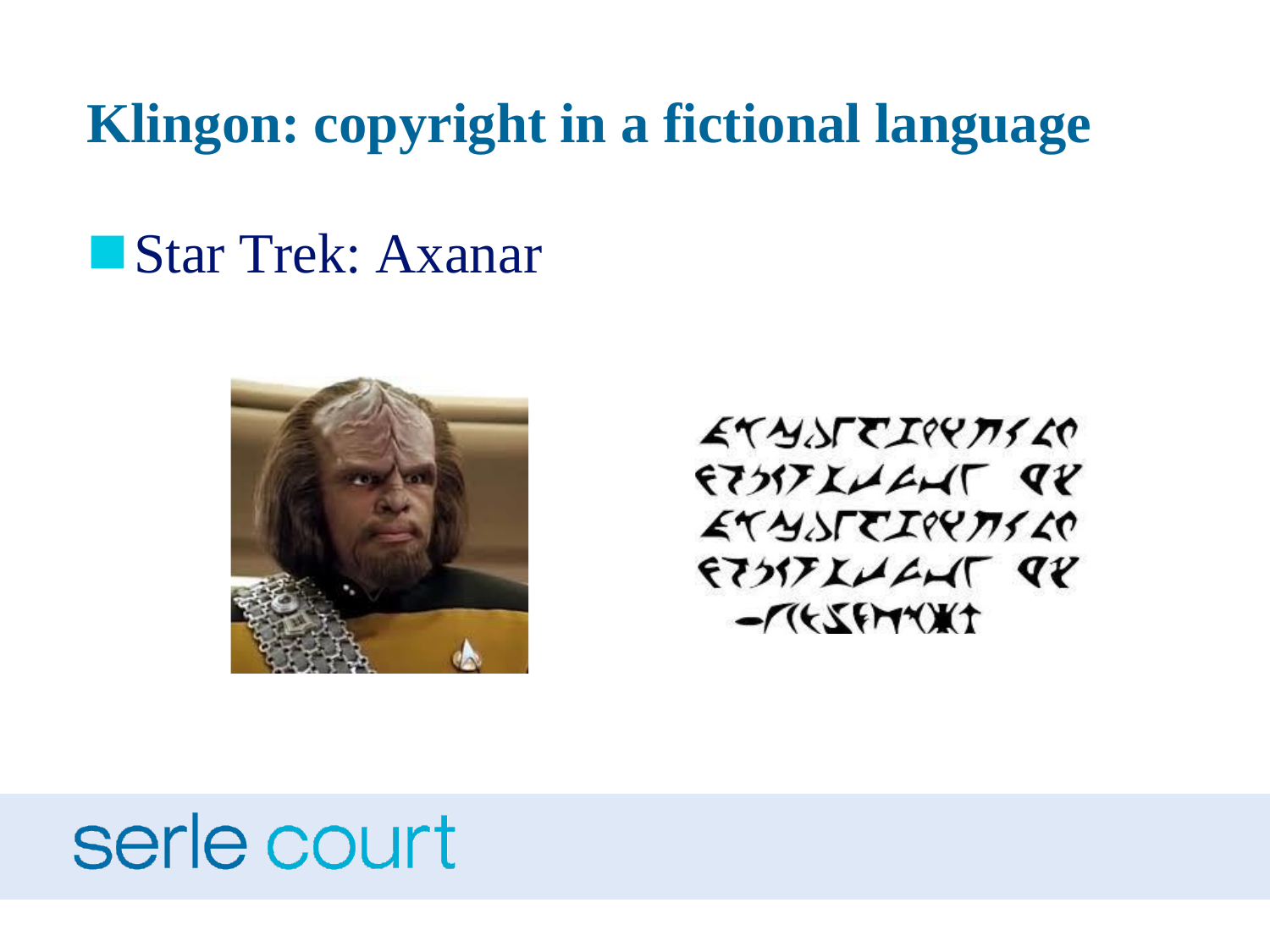# Klingon: copyright in a fictional language

- Star Trek: Axanar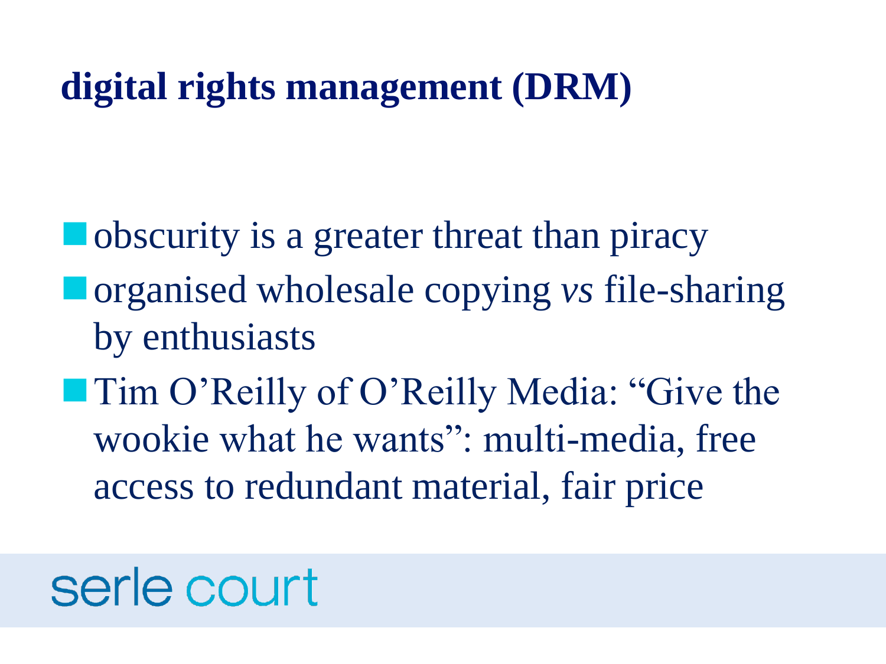## digital rights management (DRM)

- obscurity is a greater threat than piracy
- organised wholesale copying *vs* file-sharing by enthusiasts
- Tim O'Reilly of O'Reilly Media: "Give the wookie what he wants": multi-media, free access to redundant material, fair price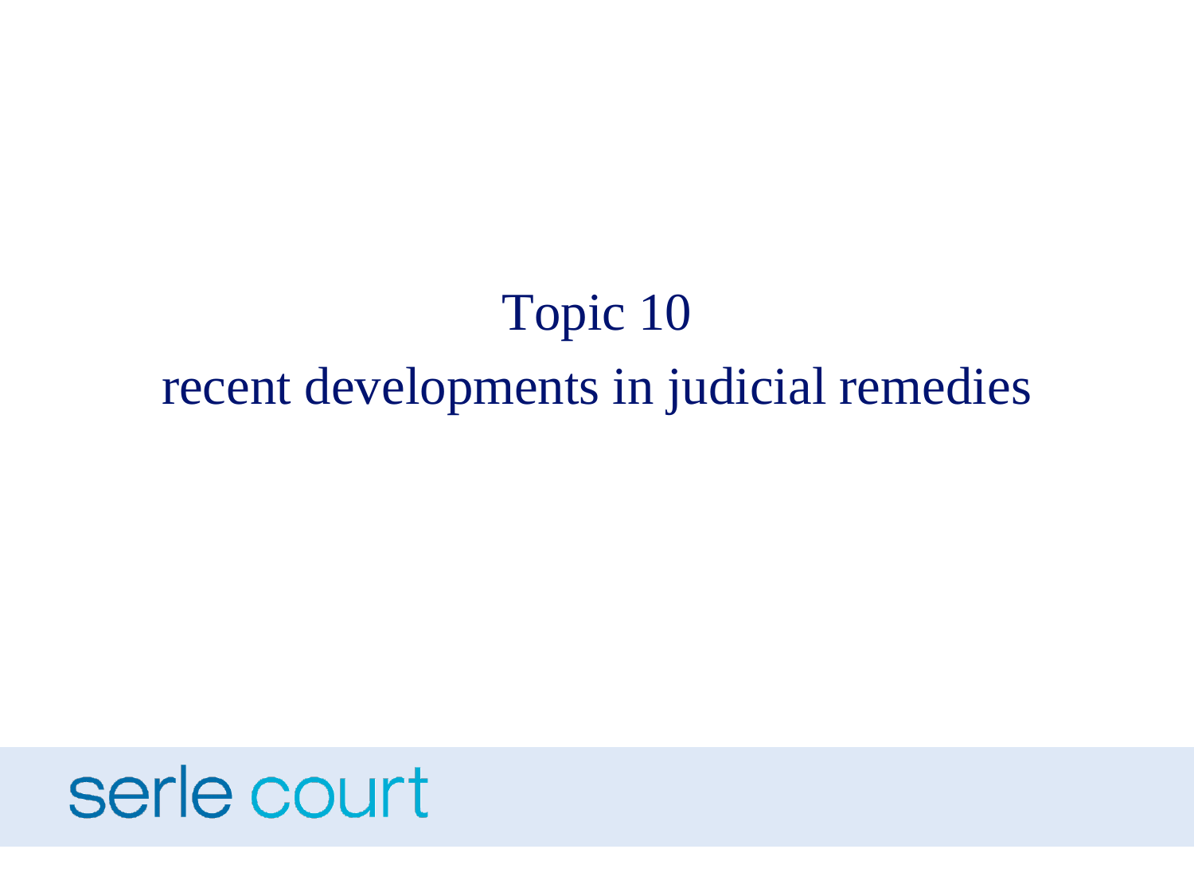# Topic 10

# recent developments in judicial remedies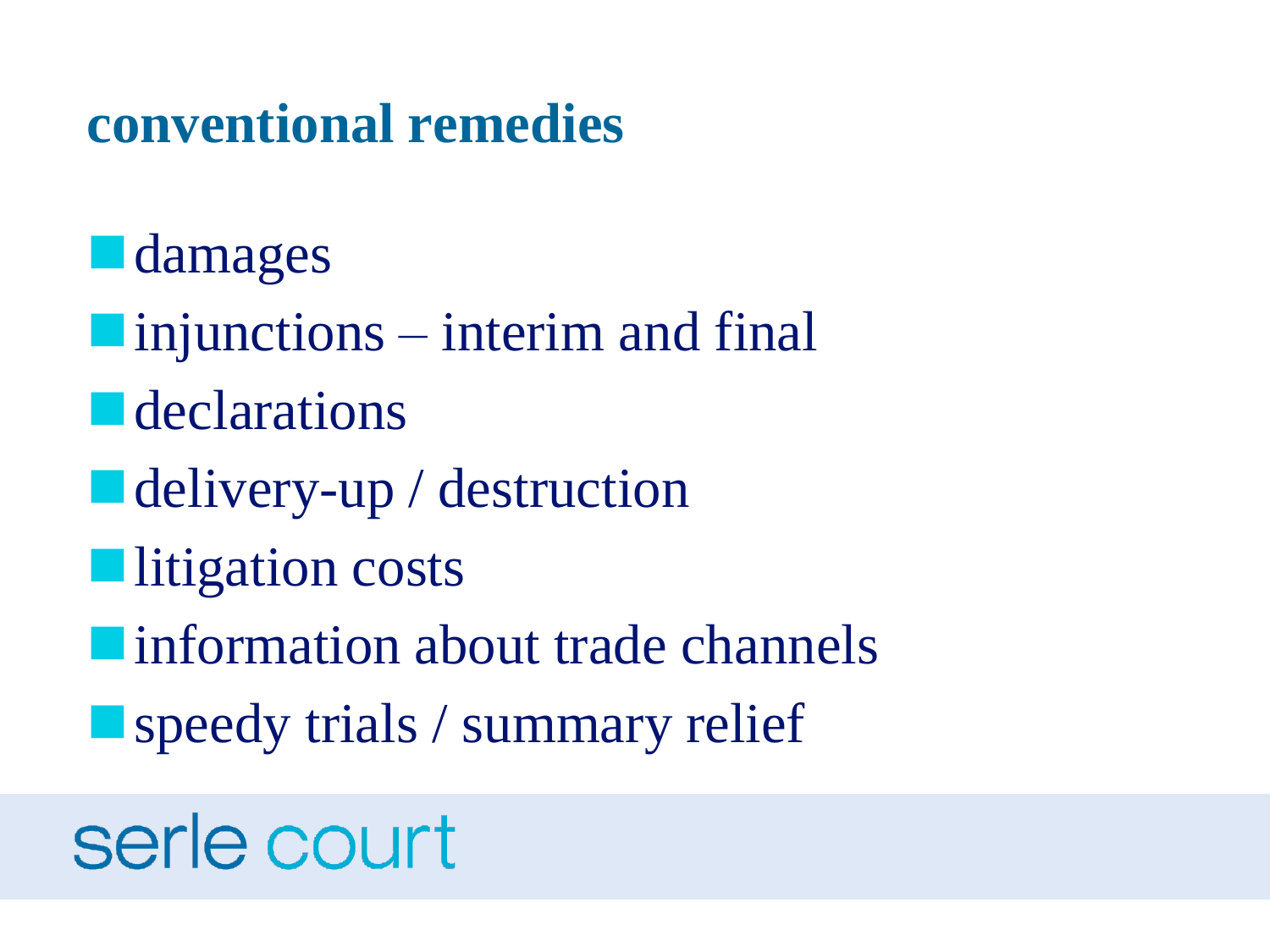## conventional remedies

- damages
- injunctions – interim and final
- declarations
- delivery-up / destruction
- litigation costs
- information about trade channels
- speedy trials / summary relief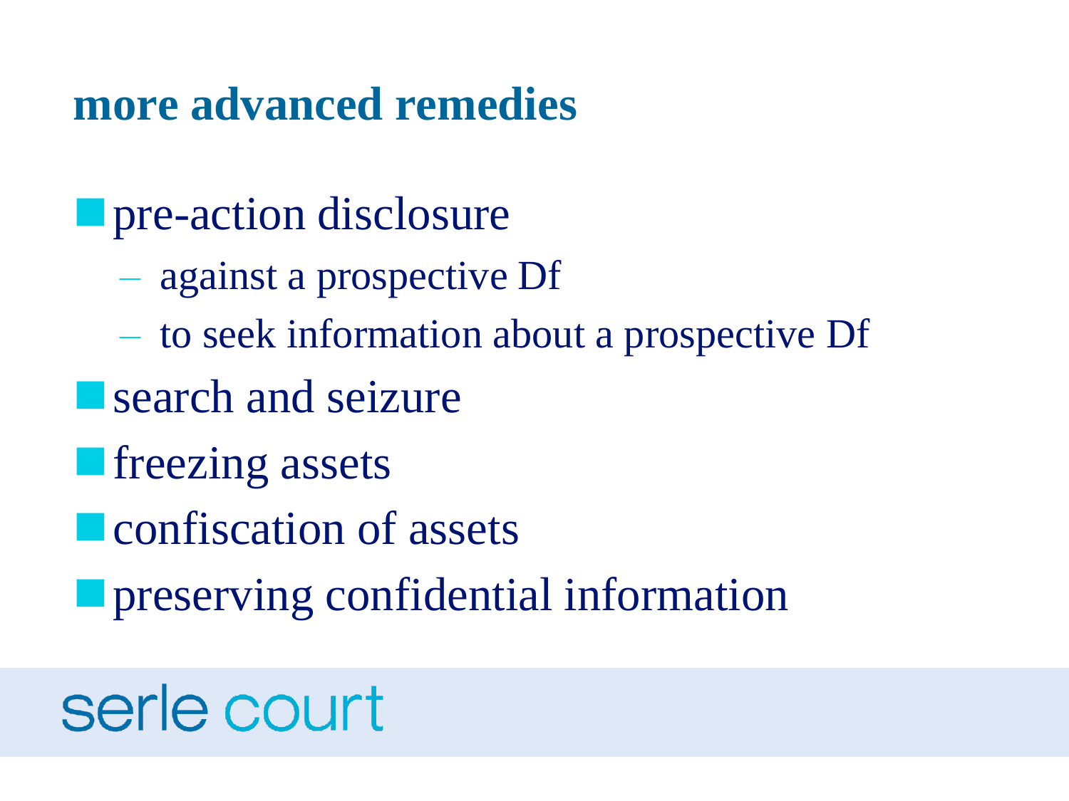## more advanced remedies

- pre-action disclosure
  - against a prospective Df
  - to seek information about a prospective Df
- search and seizure
- freezing assets
- confiscation of assets
- preserving confidential information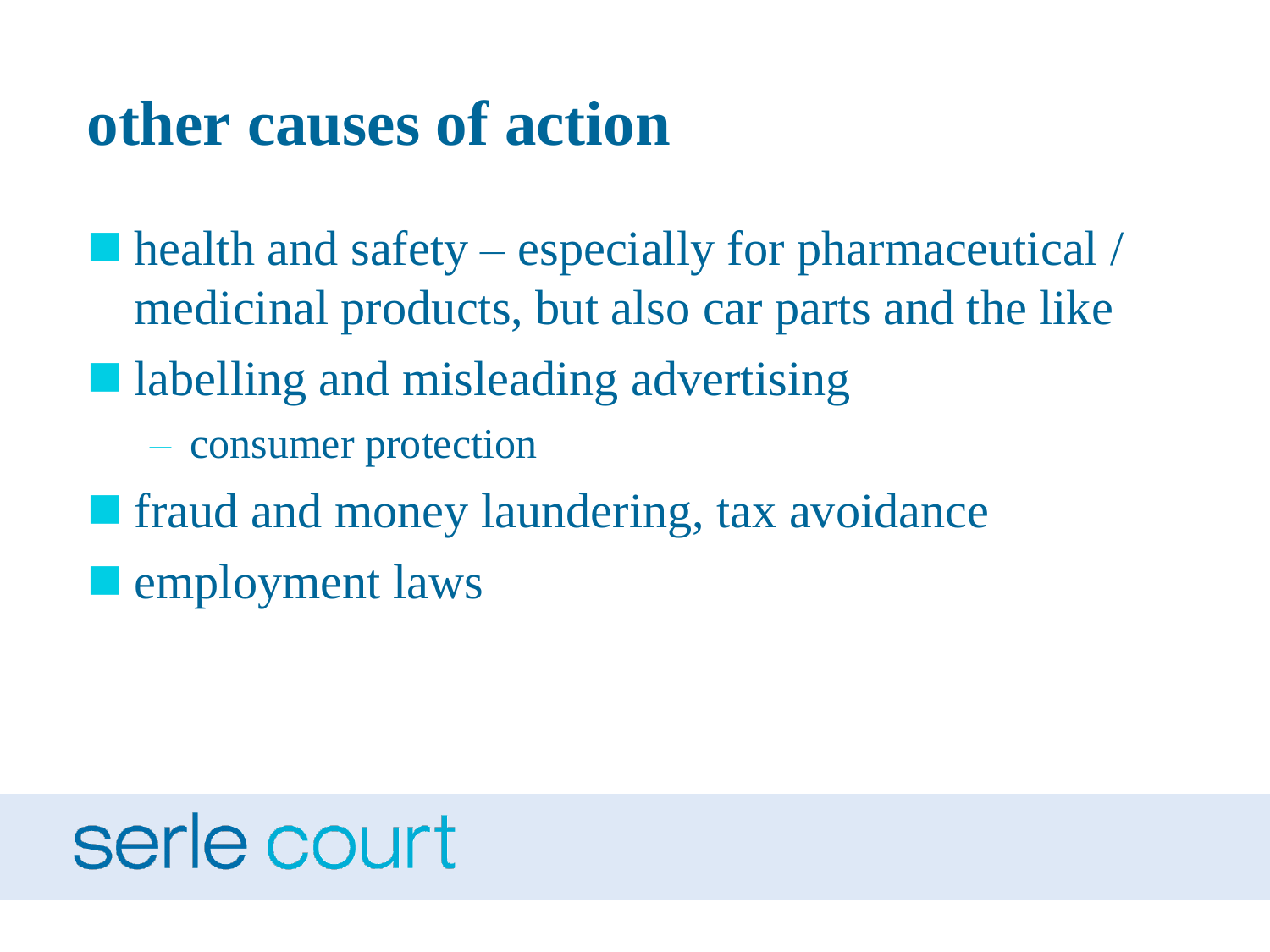# other causes of action

- health and safety – especially for pharmaceutical / medicinal products, but also car parts and the like
- labelling and misleading advertising
  - consumer protection
- fraud and money laundering, tax avoidance
- employment laws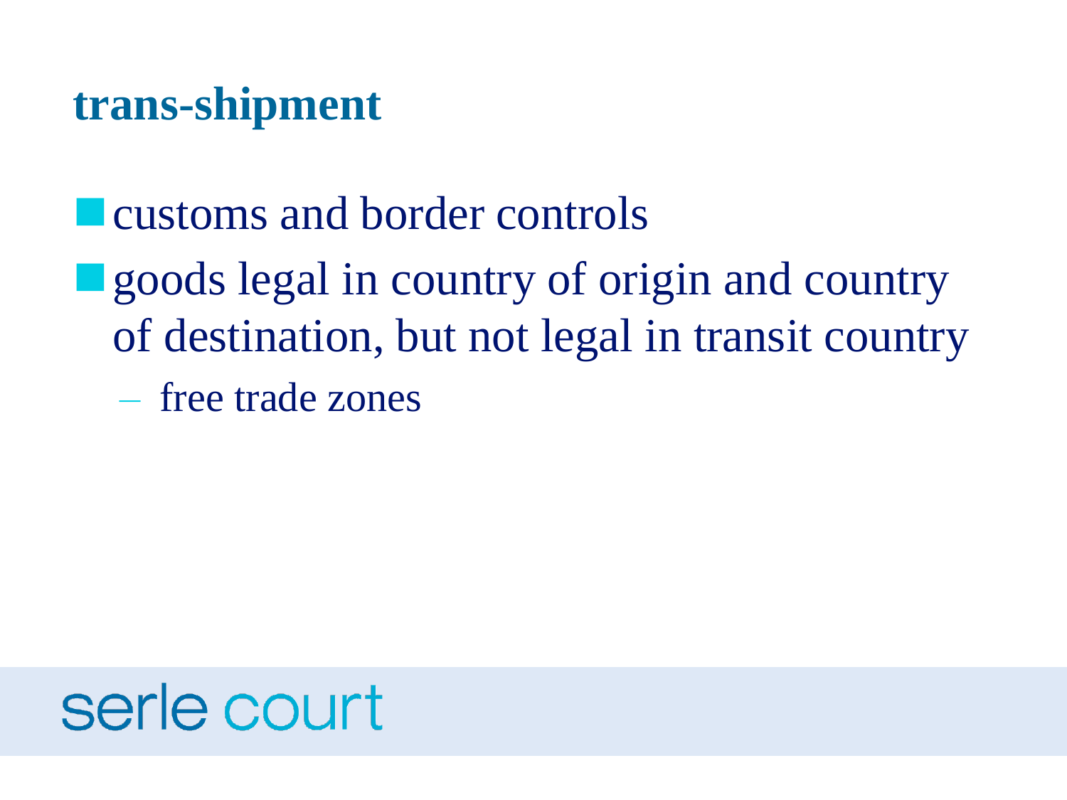## trans-shipment

- customs and border controls
- goods legal in country of origin and country of destination, but not legal in transit country
  - free trade zones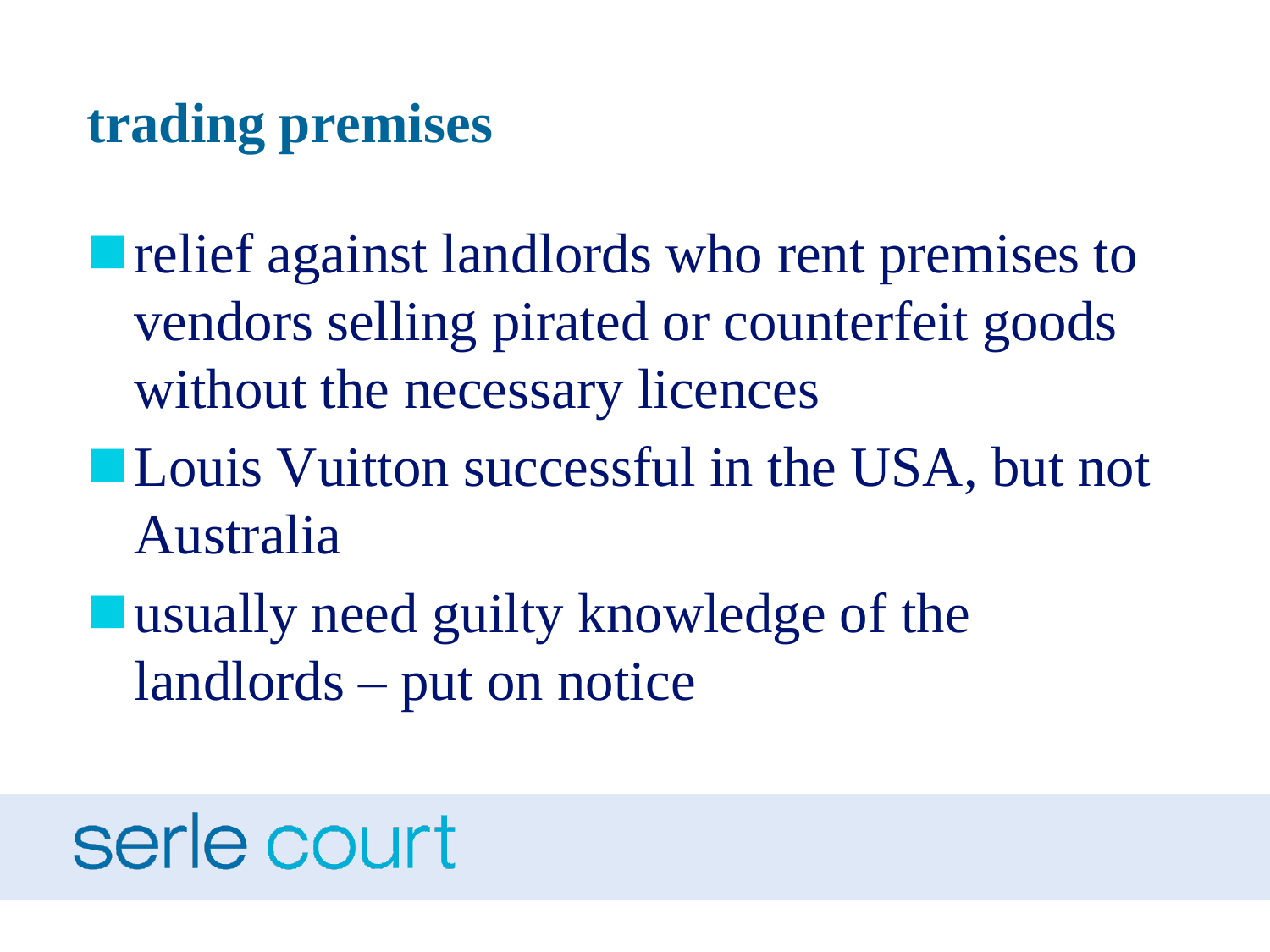## trading premises

- relief against landlords who rent premises to vendors selling pirated or counterfeit goods without the necessary licences
- Louis Vuitton successful in the USA, but not Australia
- usually need guilty knowledge of the landlords – put on notice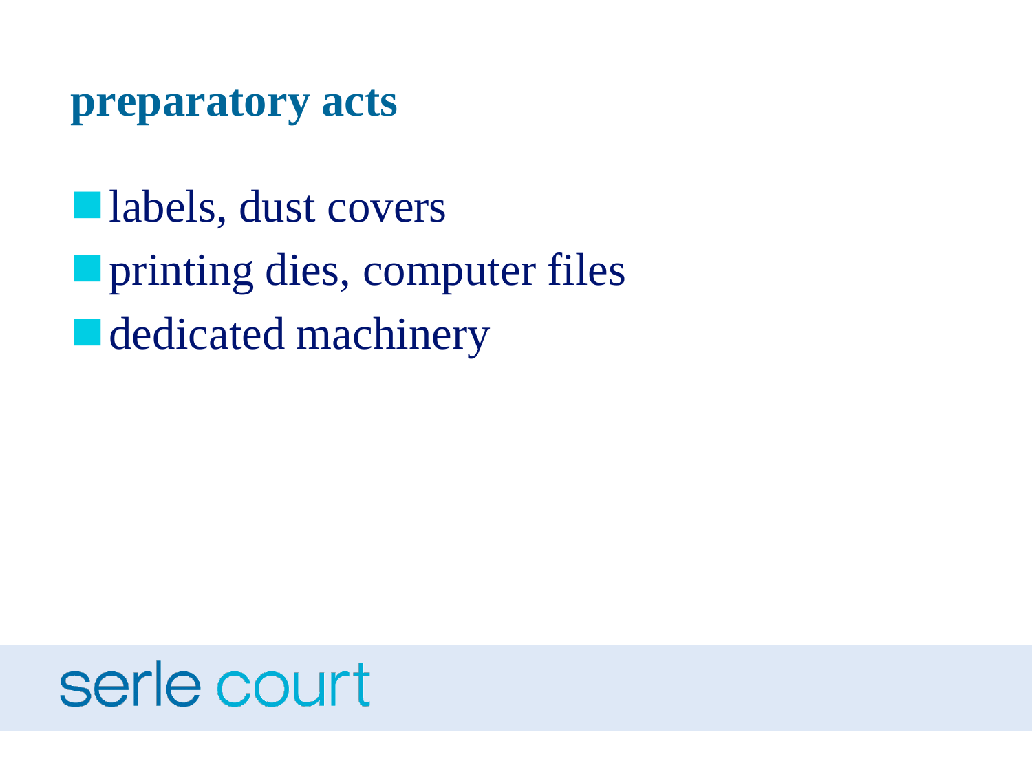## preparatory acts

- labels, dust covers
- printing dies, computer files
- dedicated machinery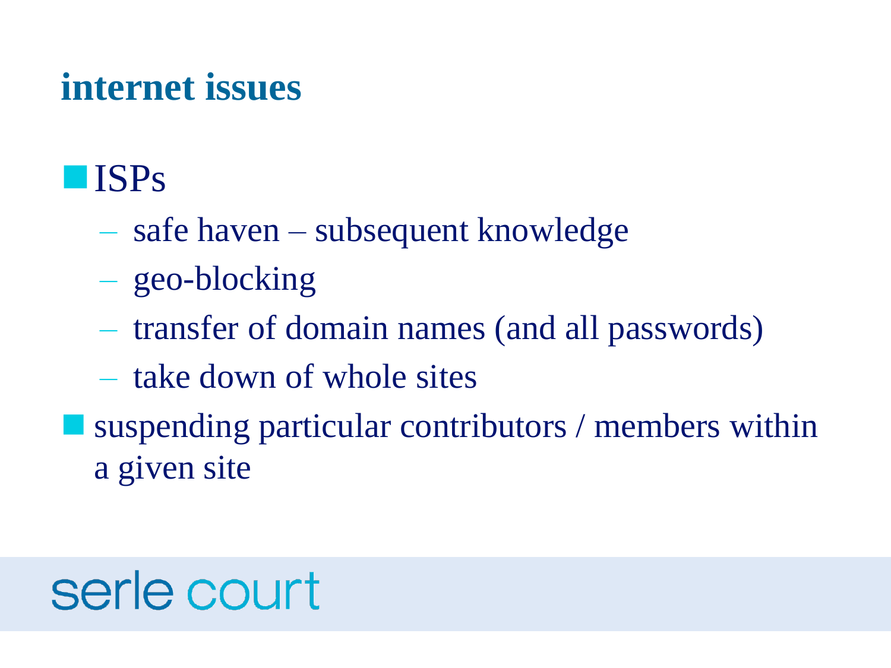## internet issues

- ISPs
  - safe haven – subsequent knowledge
  - geo-blocking
  - transfer of domain names (and all passwords)
  - take down of whole sites
- suspending particular contributors / members within a given site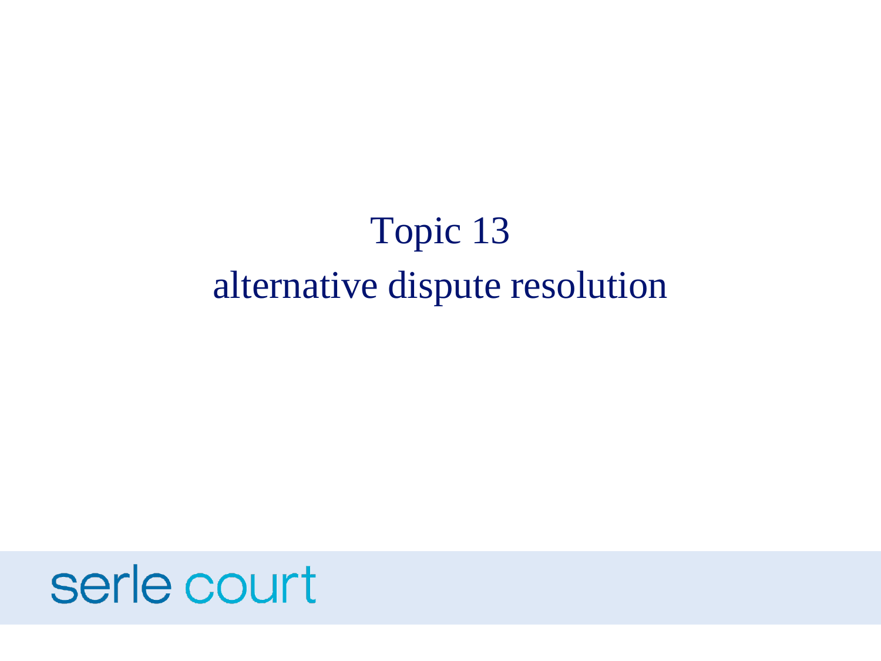# Topic 13
# alternative dispute resolution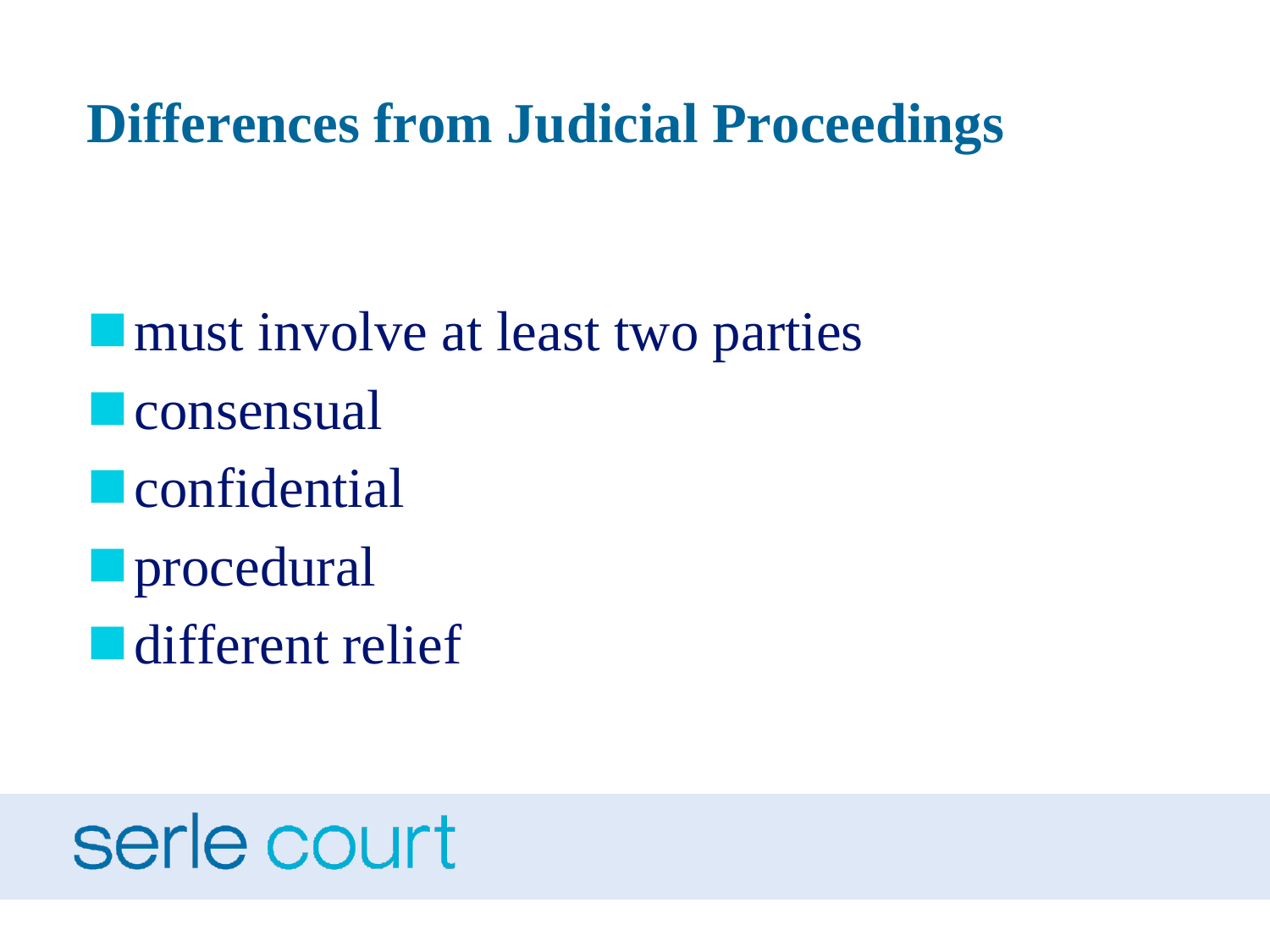# Differences from Judicial Proceedings

- must involve at least two parties
- consensual
- confidential
- procedural
- different relief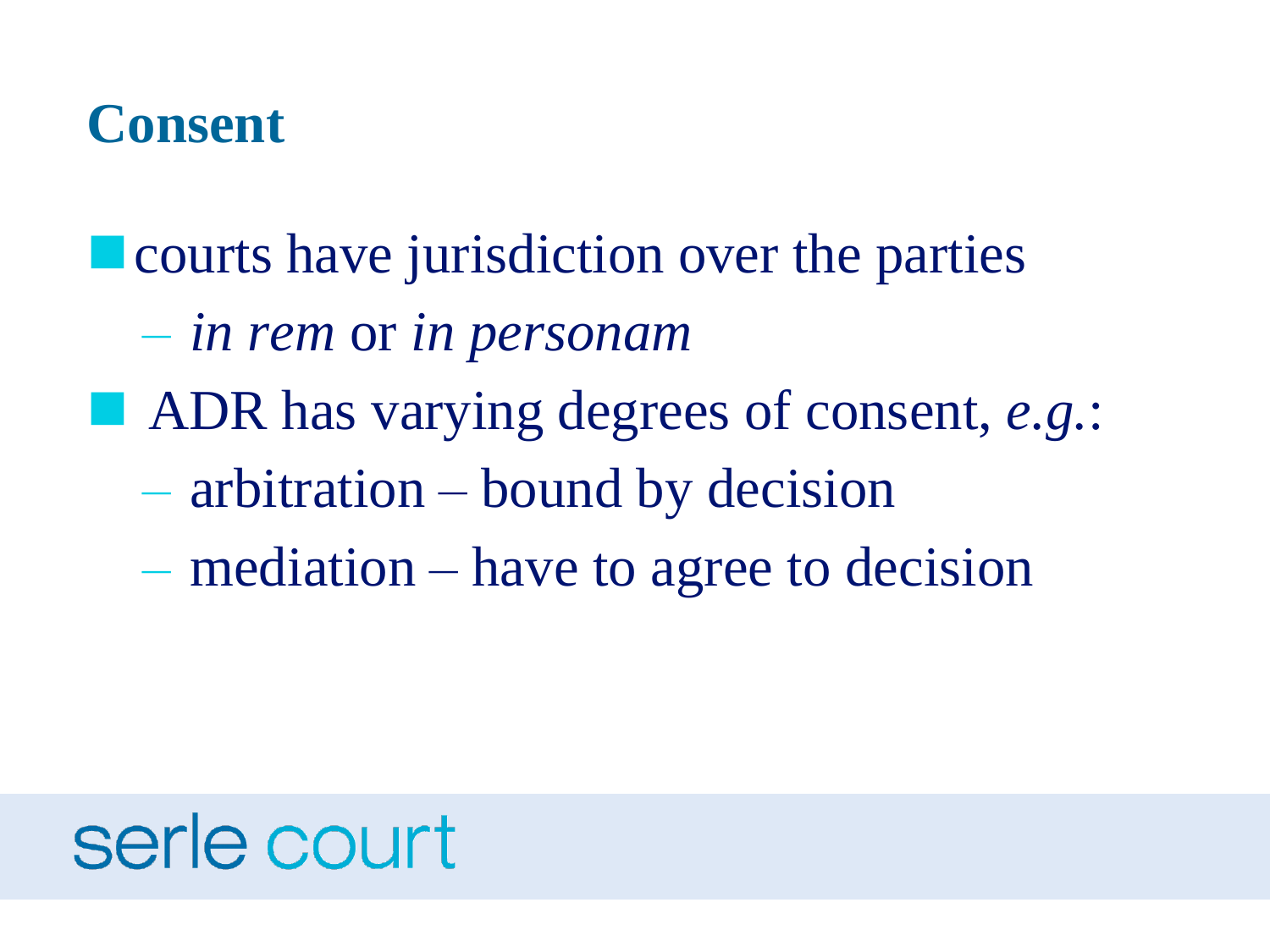# Consent

- courts have jurisdiction over the parties
  - *in rem* or *in personam*
- ADR has varying degrees of consent, *e.g.*:
  - arbitration – bound by decision
  - mediation – have to agree to decision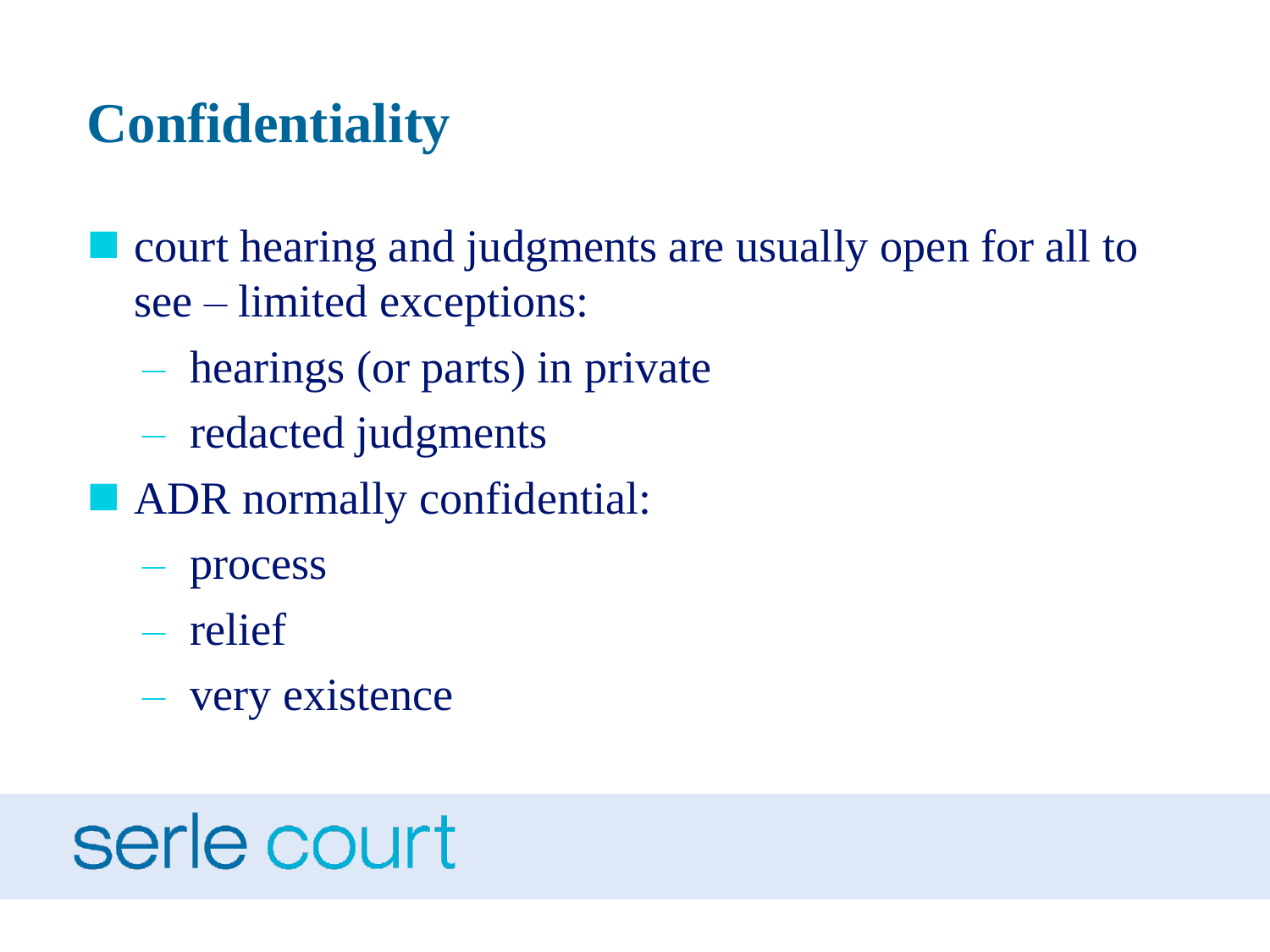# Confidentiality

- court hearing and judgments are usually open for all to see – limited exceptions:
  - hearings (or parts) in private
  - redacted judgments
- ADR normally confidential:
  - process
  - relief
  - very existence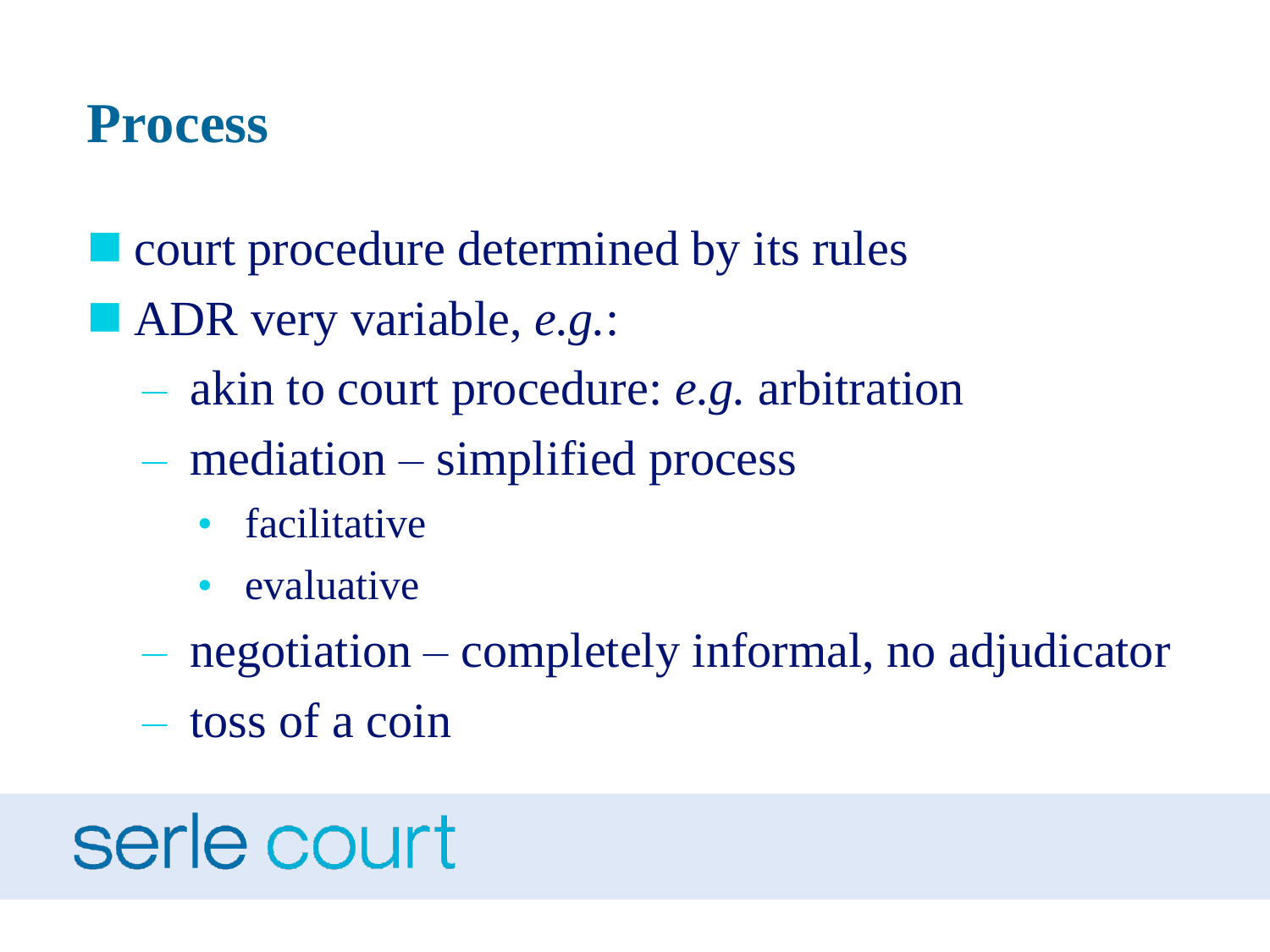# Process

- court procedure determined by its rules
- ADR very variable, *e.g.*:
  - akin to court procedure: *e.g.* arbitration
  - mediation – simplified process
    - facilitative
    - evaluative
  - negotiation – completely informal, no adjudicator
  - toss of a coin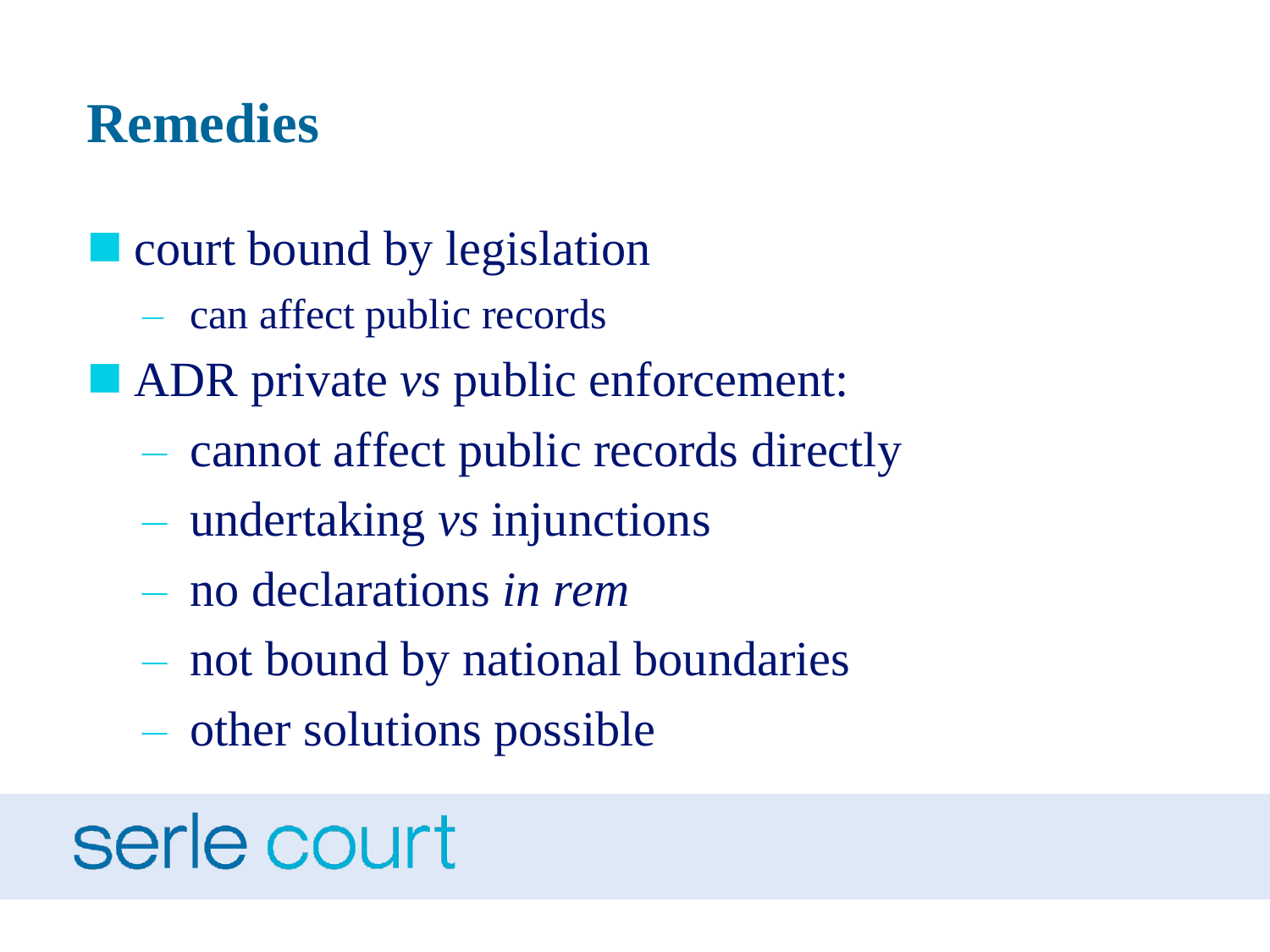# Remedies

- court bound by legislation
  - can affect public records
- ADR private *vs* public enforcement:
  - cannot affect public records directly
  - undertaking *vs* injunctions
  - no declarations *in rem*
  - not bound by national boundaries
  - other solutions possible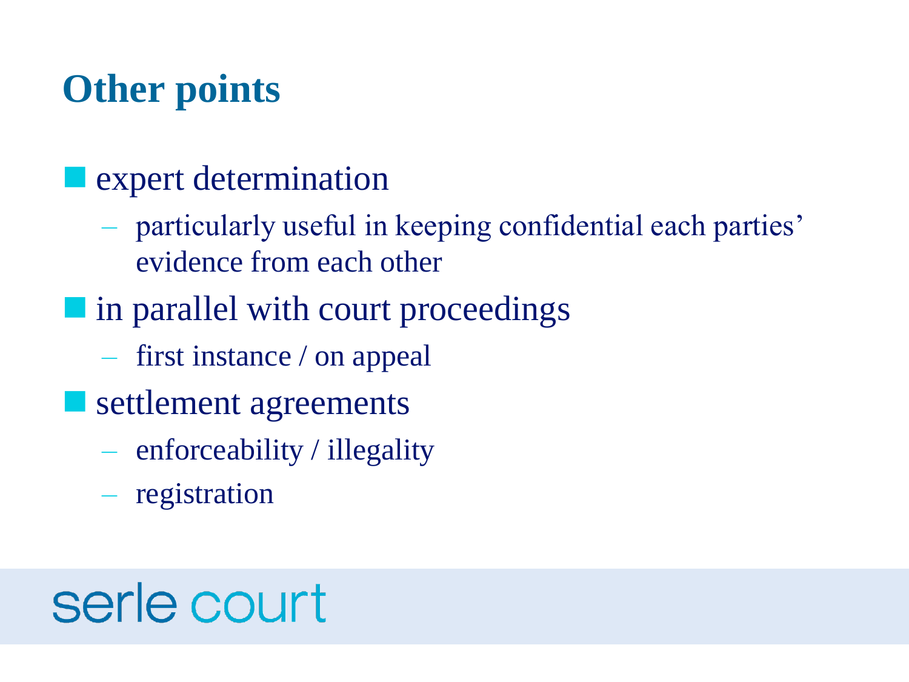# Other points

- expert determination
  - particularly useful in keeping confidential each parties' evidence from each other
- in parallel with court proceedings
  - first instance / on appeal
- settlement agreements
  - enforceability / illegality
  - registration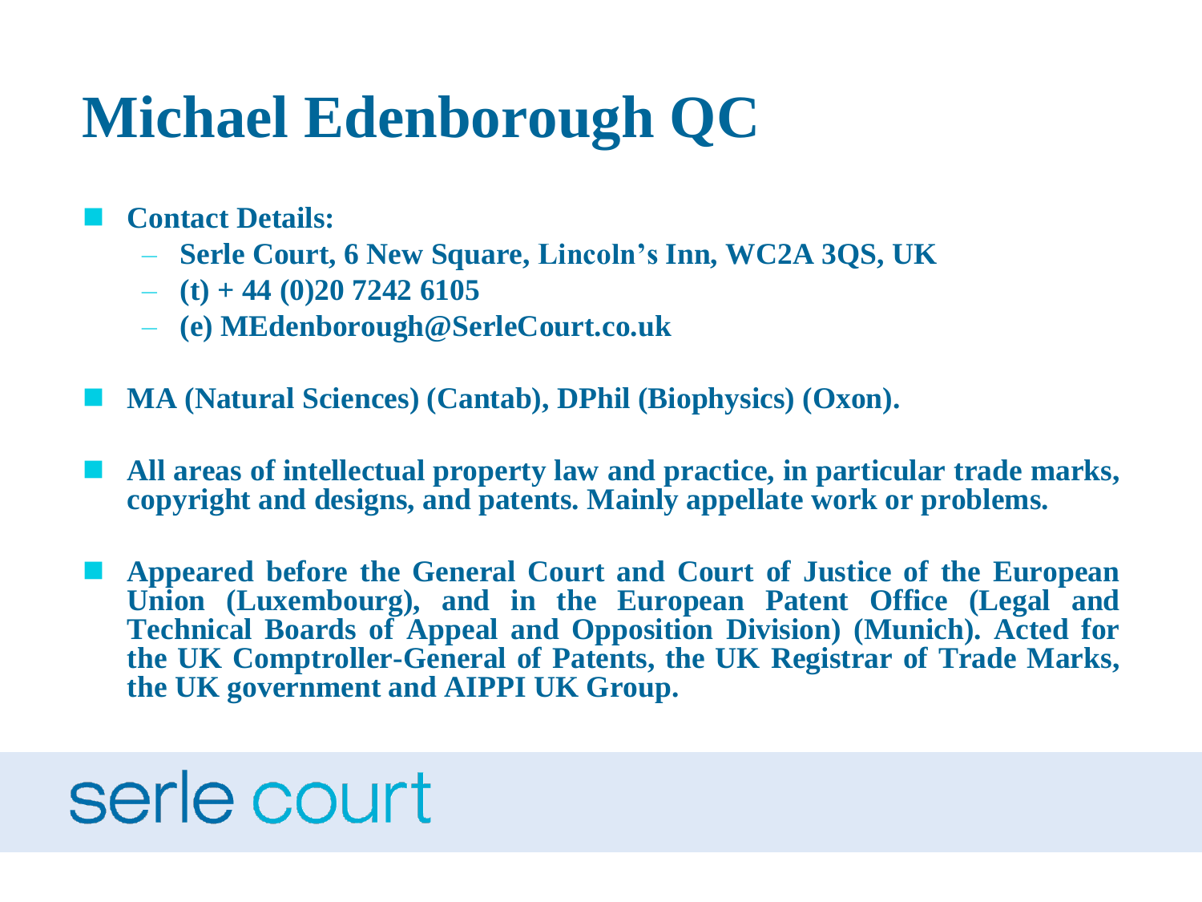# Michael Edenborough QC

- **Contact Details:**
  - **Serle Court, 6 New Square, Lincoln's Inn, WC2A 3QS, UK**
  - **(t) + 44 (0)20 7242 6105**
  - **(e) MEdenborough@SerleCourt.co.uk**

- **MA (Natural Sciences) (Cantab), DPhil (Biophysics) (Oxon).**

- **All areas of intellectual property law and practice, in particular trade marks, copyright and designs, and patents. Mainly appellate work or problems.**

- **Appeared before the General Court and Court of Justice of the European Union (Luxembourg), and in the European Patent Office (Legal and Technical Boards of Appeal and Opposition Division) (Munich). Acted for the UK Comptroller-General of Patents, the UK Registrar of Trade Marks, the UK government and AIPPI UK Group.**

serle court